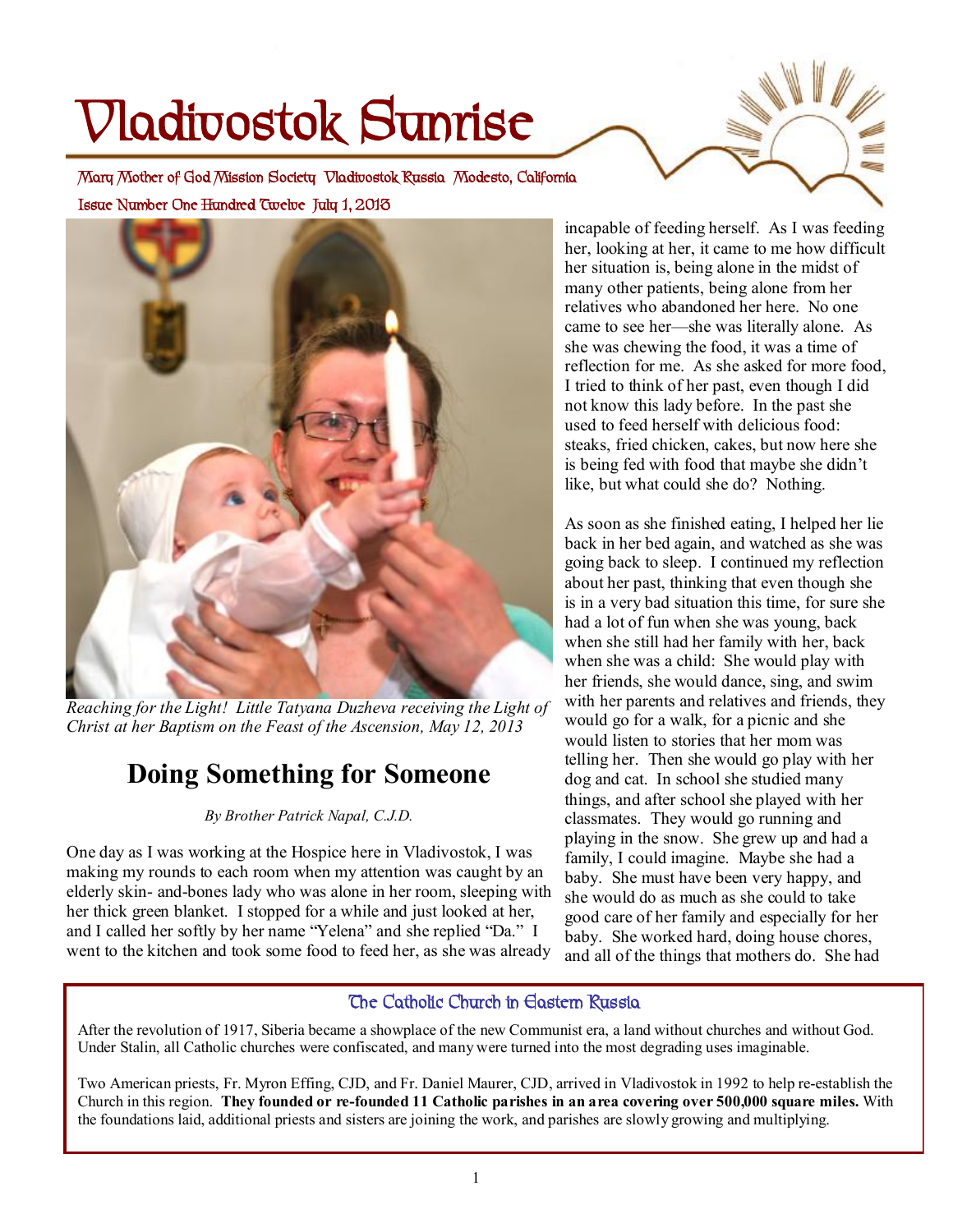# Vladivostok Sunrise

Mary Mother of God Mission Society Vladivostok Russia Modesto, California

Issue Number One Hundred Twelve July 1, 2013

*Reaching for the Light! Little Tatyana Duzheva receiving the Light of Christ at her Baptism on the Feast of the Ascension, May 12, 2013*

## Doing Something for Someone

*By Brother Patrick Napal, C.J.D.*

One day as I was working at the Hospice here in Vladivostok, I was making my rounds to each room when my attention was caught by an elderly skin- and-bones lady who was alone in her room, sleeping with her thick green blanket. I stopped for a while and just looked at her, and I called her softly by her name "Yelena" and she replied "Da." I went to the kitchen and took some food to feed her, as she was already incapable of feeding herself. As I was feeding her, looking at her, it came to me how difficult her situation is, being alone in the midst of many other patients, being alone from her relatives who abandoned her here. No one came to see her—she was literally alone. As she was chewing the food, it was a time of reflection for me. As she asked for more food, I tried to think of her past, even though I did not know this lady before. In the past she used to feed herself with delicious food: steaks, fried chicken, cakes, but now here she is being fed with food that maybe she didn't like, but what could she do? Nothing.

As soon as she finished eating, I helped her lie back in her bed again, and watched as she was going back to sleep. I continued my reflection about her past, thinking that even though she is in a very bad situation this time, for sure she had a lot of fun when she was young, back when she still had her family with her, back when she was a child: She would play with her friends, she would dance, sing, and swim with her parents and relatives and friends, they would go for a walk, for a picnic and she would listen to stories that her mom was telling her. Then she would go play with her dog and cat. In school she studied many things, and after school she played with her classmates. They would go running and playing in the snow. She grew up and had a family, I could imagine. Maybe she had a baby. She must have been very happy, and she would do as much as she could to take good care of her family and especially for her baby. She worked hard, doing house chores, and all of the things that mothers do. She had

### The Catholic Church in Eastern Russia

After the revolution of 1917, Siberia became a showplace of the new Communist era, a land without churches and without God. Under Stalin, all Catholic churches were confiscated, and many were turned into the most degrading uses imaginable.

Two American priests, Fr. Myron Effing, CJD, and Fr. Daniel Maurer, CJD, arrived in Vladivostok in 1992 to help re-establish the Church in this region. **They founded or re-founded 11 Catholic parishes in an area covering over 500,000 square miles.** With the foundations laid, additional priests and sisters are joining the work, and parishes are slowly growing and multiplying.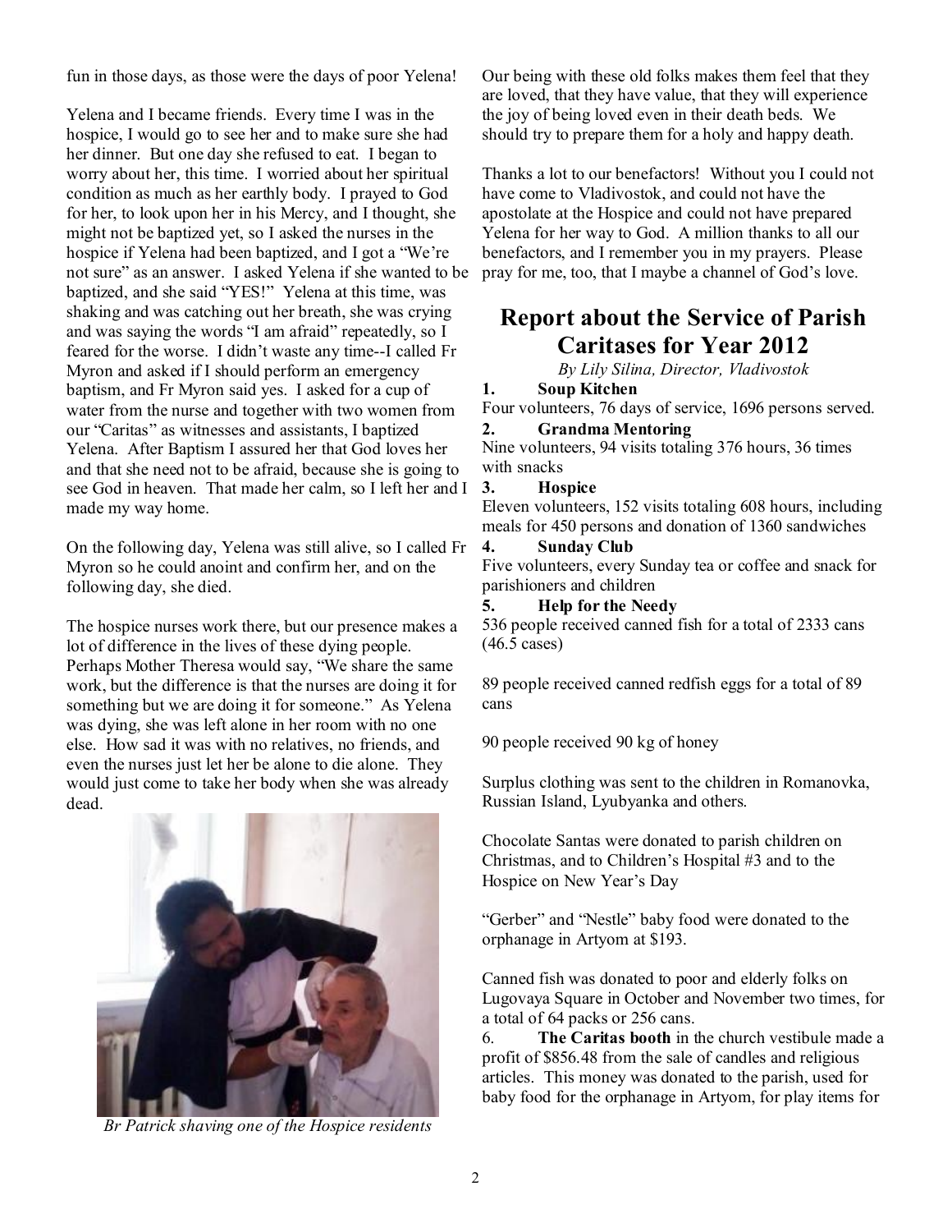fun in those days, as those were the days of poor Yelena!

Yelena and I became friends. Every time I was in the hospice, I would go to see her and to make sure she had her dinner. But one day she refused to eat. I began to worry about her, this time. I worried about her spiritual condition as much as her earthly body. I prayed to God for her, to look upon her in his Mercy, and I thought, she might not be baptized yet, so I asked the nurses in the hospice if Yelena had been baptized, and I got a "We're not sure" as an answer. I asked Yelena if she wanted to be baptized, and she said "YES!" Yelena at this time, was shaking and was catching out her breath, she was crying and was saying the words "I am afraid" repeatedly, so I feared for the worse. I didn't waste any time--I called Fr Myron and asked if I should perform an emergency baptism, and Fr Myron said yes. I asked for a cup of water from the nurse and together with two women from our "Caritas" as witnesses and assistants, I baptized Yelena. After Baptism I assured her that God loves her and that she need not to be afraid, because she is going to see God in heaven. That made her calm, so I left her and I made my way home.

On the following day, Yelena was still alive, so I called Fr Myron so he could anoint and confirm her, and on the following day, she died.

The hospice nurses work there, but our presence makes a lot of difference in the lives of these dying people. Perhaps Mother Theresa would say, "We share the same work, but the difference is that the nurses are doing it for something but we are doing it for someone." As Yelena was dying, she was left alone in her room with no one else. How sad it was with no relatives, no friends, and even the nurses just let her be alone to die alone. They would just come to take her body when she was already dead.

*Br Patrick shaving one of the Hospice residents*

Our being with these old folks makes them feel that they are loved, that they have value, that they will experience the joy of being loved even in their death beds. We should try to prepare them for a holy and happy death.

Thanks a lot to our benefactors! Without you I could not have come to Vladivostok, and could not have the apostolate at the Hospice and could not have prepared Yelena for her way to God. A million thanks to all our benefactors, and I remember you in my prayers. Please pray for me, too, that I maybe a channel of God's love.

## Report about the Service of Parish Caritases for Year 2012

*By Lily Silina, Director, Vladivostok*

1. **Soup Kitchen**

Four volunteers, 76 days of service, 1696 persons served.

2. **Grandma Mentoring**

Nine volunteers, 94 visits totaling 376 hours, 36 times with snacks

3. **Hospice**

Eleven volunteers, 152 visits totaling 608 hours, including meals for 450 persons and donation of 1360 sandwiches

4. **Sunday Club**

Five volunteers, every Sunday tea or coffee and snack for parishioners and children

5. **Help for the Needy**

536 people received canned fish for a total of 2333 cans (46.5 cases)

89 people received canned redfish eggs for a total of 89 cans

90 people received 90 kg of honey

Surplus clothing was sent to the children in Romanovka, Russian Island, Lyubyanka and others.

Chocolate Santas were donated to parish children on Christmas, and to Children's Hospital #3 and to the Hospice on New Year's Day

"Gerber" and "Nestle" baby food were donated to the orphanage in Artyom at $193.

Canned fish was donated to poor and elderly folks on Lugovaya Square in October and November two times, for a total of 64 packs or 256 cans.

6. **The Caritas booth** in the church vestibule made a profit of $856.48 from the sale of candles and religious articles. This money was donated to the parish, used for baby food for the orphanage in Artyom, for play items for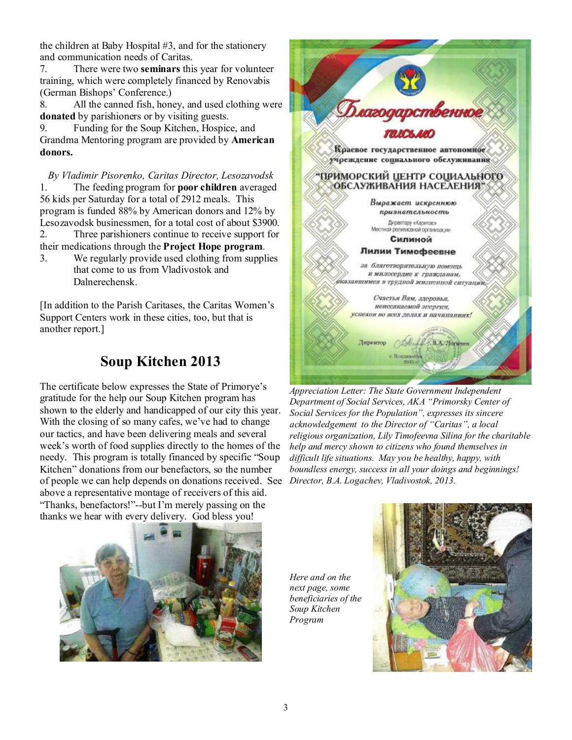the children at Baby Hospital #3, and for the stationery and communication needs of Caritas.

7. There were two **seminars** this year for volunteer training, which were completely financed by Renovabis (German Bishops' Conference.)

8. All the canned fish, honey, and used clothing were **donated** by parishioners or by visiting guests.

9. Funding for the Soup Kitchen, Hospice, and Grandma Mentoring program are provided by **American donors.**

*By Vladimir Pisorenko, Caritas Director, Lesozavodsk*

1. The feeding program for **poor children** averaged 56 kids per Saturday for a total of 2912 meals. This program is funded 88% by American donors and 12% by Lesozavodsk businessmen, for a total cost of about $3900.
2. Three parishioners continue to receive support for their medications through the **Project Hope program**.
3. We regularly provide used clothing from supplies that come to us from Vladivostok and Dalnerechensk.

[In addition to the Parish Caritases, the Caritas Women's Support Centers work in these cities, too, but that is another report.]

## Soup Kitchen 2013

The certificate below expresses the State of Primorye's gratitude for the help our Soup Kitchen program has shown to the elderly and handicapped of our city this year. With the closing of so many cafes, we've had to change our tactics, and have been delivering meals and several week's worth of food supplies directly to the homes of the needy. This program is totally financed by specific "Soup Kitchen" donations from our benefactors, so the number of people we can help depends on donations received. See above a representative montage of receivers of this aid. "Thanks, benefactors!"--but I'm merely passing on the thanks we hear with every delivery. God bless you!

*Appreciation Letter: The State Government Independent Department of Social Services, AKA "Primorsky Center of Social Services for the Population", expresses its sincere acknowledgement to the Director of "Caritas", a local religious organization, Lily Timofeevna Silina for the charitable help and mercy shown to citizens who found themselves in difficult life situations. May you be healthy, happy, with boundless energy, success in all your doings and beginnings! Director, B.A. Logachev, Vladivostok, 2013.*

*Here and on the next page, some beneficiaries of the Soup Kitchen Program*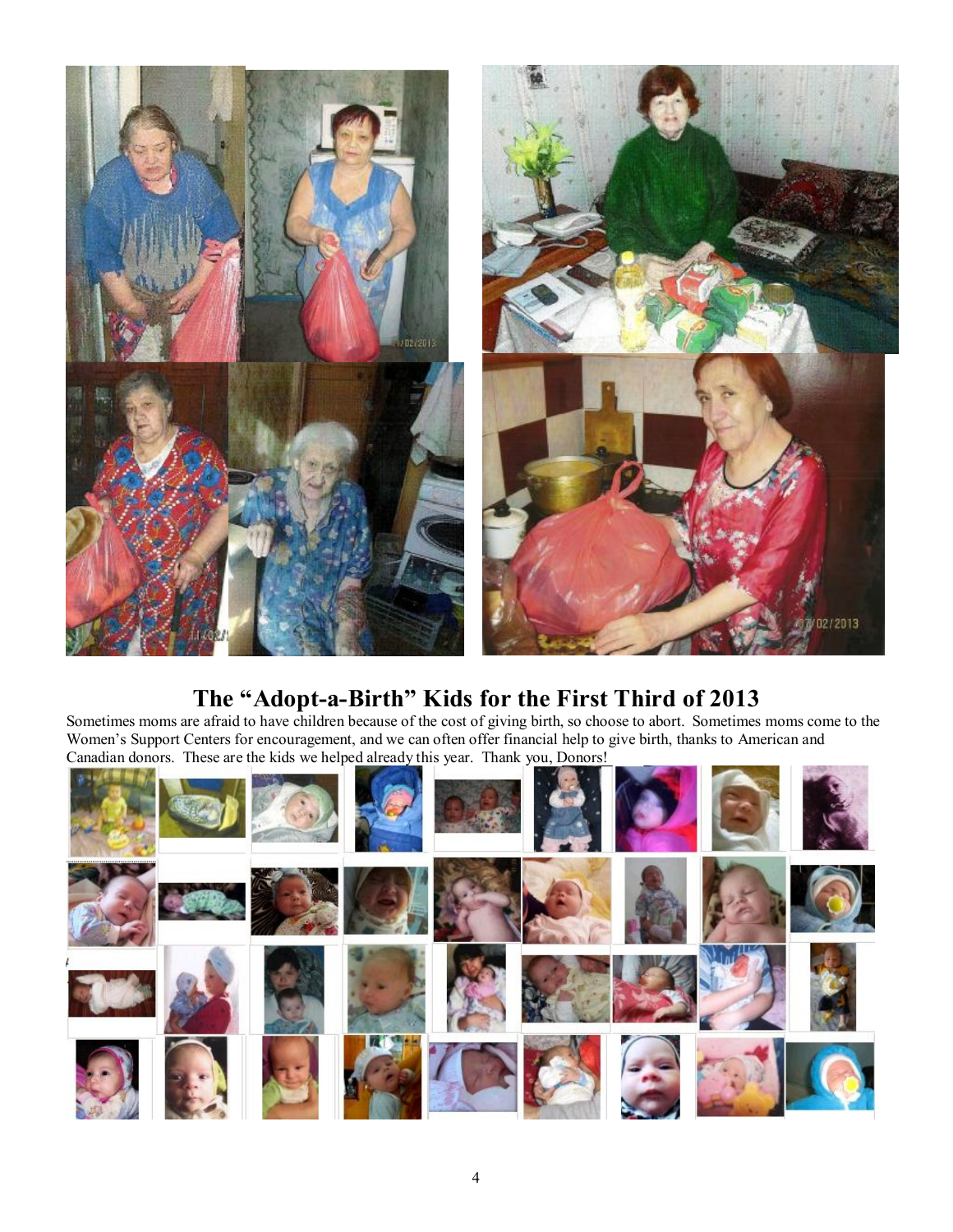## The "Adopt-a-Birth" Kids for the First Third of 2013

Sometimes moms are afraid to have children because of the cost of giving birth, so choose to abort. Sometimes moms come to the Women's Support Centers for encouragement, and we can often offer financial help to give birth, thanks to American and Canadian donors. These are the kids we helped already this year. Thank you, Donors!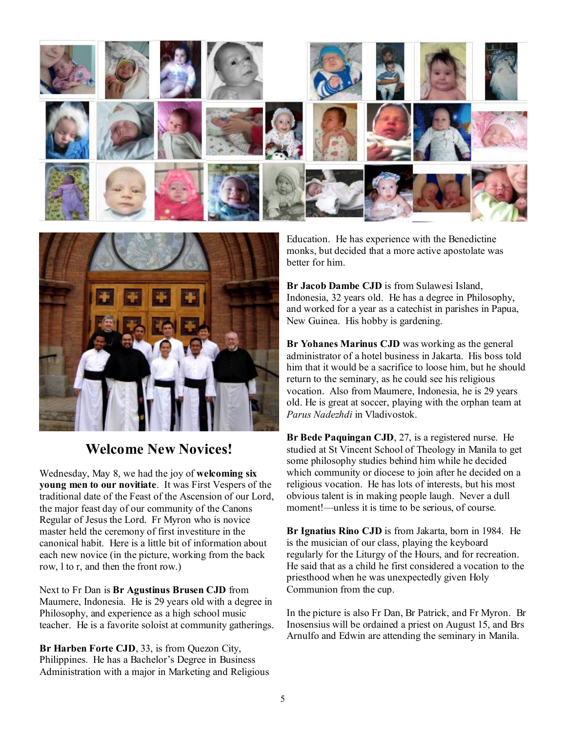## Welcome New Novices!

Wednesday, May 8, we had the joy of **welcoming six young men to our novitiate**. It was First Vespers of the traditional date of the Feast of the Ascension of our Lord, the major feast day of our community of the Canons Regular of Jesus the Lord. Fr Myron who is novice master held the ceremony of first investiture in the canonical habit. Here is a little bit of information about each new novice (in the picture, working from the back row, l to r, and then the front row.)

Next to Fr Dan is **Br Agustinus Brusen CJD** from Maumere, Indonesia. He is 29 years old with a degree in Philosophy, and experience as a high school music teacher. He is a favorite soloist at community gatherings.

**Br Harben Forte CJD**, 33, is from Quezon City, Philippines. He has a Bachelor's Degree in Business Administration with a major in Marketing and Religious Education. He has experience with the Benedictine monks, but decided that a more active apostolate was better for him.

**Br Jacob Dambe CJD** is from Sulawesi Island, Indonesia, 32 years old. He has a degree in Philosophy, and worked for a year as a catechist in parishes in Papua, New Guinea. His hobby is gardening.

**Br Yohanes Marinus CJD** was working as the general administrator of a hotel business in Jakarta. His boss told him that it would be a sacrifice to loose him, but he should return to the seminary, as he could see his religious vocation. Also from Maumere, Indonesia, he is 29 years old. He is great at soccer, playing with the orphan team at *Parus Nadezhdi* in Vladivostok.

**Br Bede Paquingan CJD**, 27, is a registered nurse. He studied at St Vincent School of Theology in Manila to get some philosophy studies behind him while he decided which community or diocese to join after he decided on a religious vocation. He has lots of interests, but his most obvious talent is in making people laugh. Never a dull moment!—unless it is time to be serious, of course.

**Br Ignatius Rino CJD** is from Jakarta, born in 1984. He is the musician of our class, playing the keyboard regularly for the Liturgy of the Hours, and for recreation. He said that as a child he first considered a vocation to the priesthood when he was unexpectedly given Holy Communion from the cup.

In the picture is also Fr Dan, Br Patrick, and Fr Myron. Br Inosensius will be ordained a priest on August 15, and Brs Arnulfo and Edwin are attending the seminary in Manila.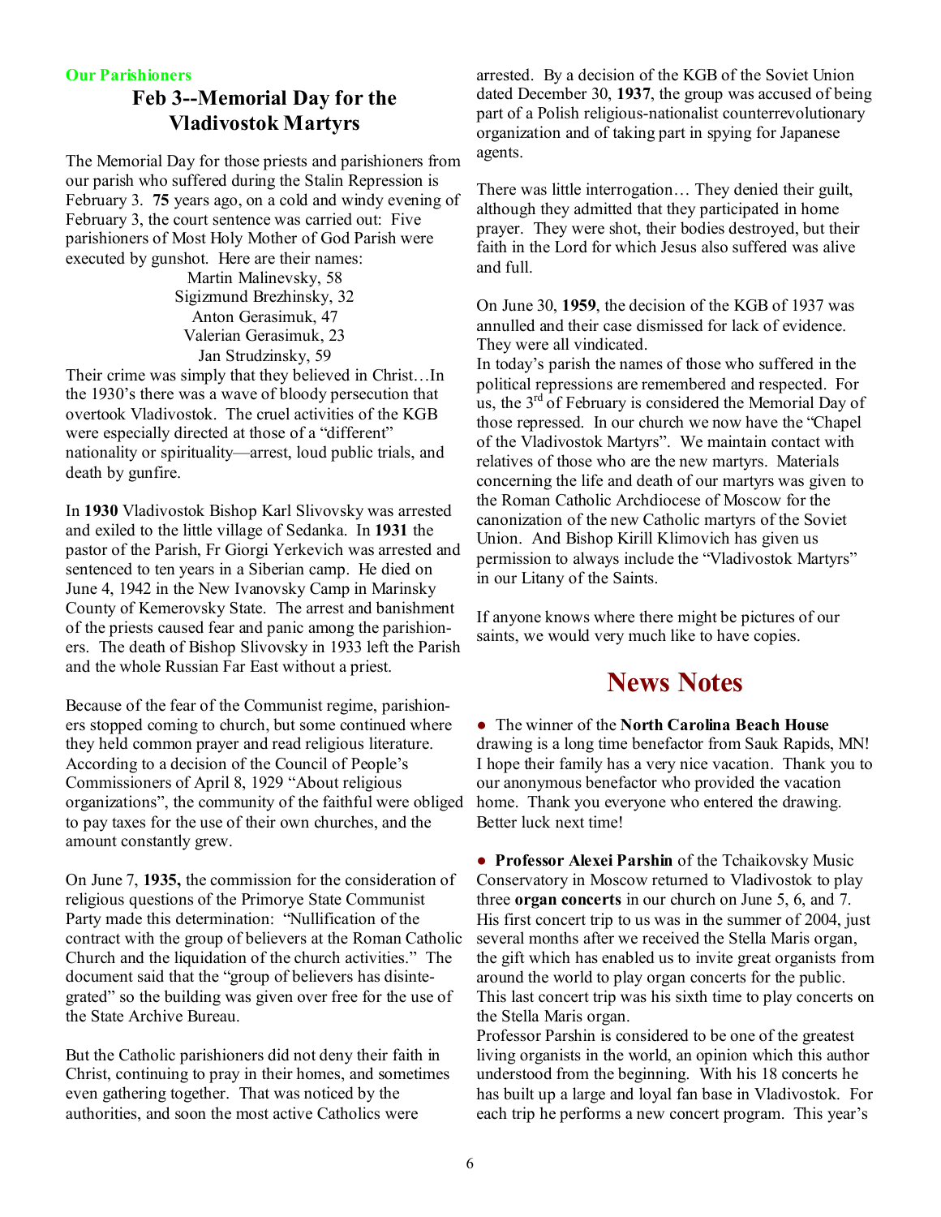**Our Parishioners**

## Feb 3--Memorial Day for the Vladivostok Martyrs

The Memorial Day for those priests and parishioners from our parish who suffered during the Stalin Repression is February 3. **75** years ago, on a cold and windy evening of February 3, the court sentence was carried out: Five parishioners of Most Holy Mother of God Parish were executed by gunshot. Here are their names:

Martin Malinevsky, 58
Sigizmund Brezhinsky, 32
Anton Gerasimuk, 47
Valerian Gerasimuk, 23
Jan Strudzinsky, 59

Their crime was simply that they believed in Christ…In the 1930's there was a wave of bloody persecution that overtook Vladivostok. The cruel activities of the KGB were especially directed at those of a "different" nationality or spirituality—arrest, loud public trials, and death by gunfire.

In **1930** Vladivostok Bishop Karl Slivovsky was arrested and exiled to the little village of Sedanka. In **1931** the pastor of the Parish, Fr Giorgi Yerkevich was arrested and sentenced to ten years in a Siberian camp. He died on June 4, 1942 in the New Ivanovsky Camp in Marinsky County of Kemerovsky State. The arrest and banishment of the priests caused fear and panic among the parishioners. The death of Bishop Slivovsky in 1933 left the Parish and the whole Russian Far East without a priest.

Because of the fear of the Communist regime, parishioners stopped coming to church, but some continued where they held common prayer and read religious literature. According to a decision of the Council of People's Commissioners of April 8, 1929 "About religious organizations", the community of the faithful were obliged to pay taxes for the use of their own churches, and the amount constantly grew.

On June 7, **1935,** the commission for the consideration of religious questions of the Primorye State Communist Party made this determination: "Nullification of the contract with the group of believers at the Roman Catholic Church and the liquidation of the church activities." The document said that the "group of believers has disintegrated" so the building was given over free for the use of the State Archive Bureau.

But the Catholic parishioners did not deny their faith in Christ, continuing to pray in their homes, and sometimes even gathering together. That was noticed by the authorities, and soon the most active Catholics were arrested. By a decision of the KGB of the Soviet Union dated December 30, **1937**, the group was accused of being part of a Polish religious-nationalist counterrevolutionary organization and of taking part in spying for Japanese agents.

There was little interrogation… They denied their guilt, although they admitted that they participated in home prayer. They were shot, their bodies destroyed, but their faith in the Lord for which Jesus also suffered was alive and full.

On June 30, **1959**, the decision of the KGB of 1937 was annulled and their case dismissed for lack of evidence. They were all vindicated.

In today's parish the names of those who suffered in the political repressions are remembered and respected. For us, the 3rd of February is considered the Memorial Day of those repressed. In our church we now have the "Chapel of the Vladivostok Martyrs". We maintain contact with relatives of those who are the new martyrs. Materials concerning the life and death of our martyrs was given to the Roman Catholic Archdiocese of Moscow for the canonization of the new Catholic martyrs of the Soviet Union. And Bishop Kirill Klimovich has given us permission to always include the "Vladivostok Martyrs" in our Litany of the Saints.

If anyone knows where there might be pictures of our saints, we would very much like to have copies.

# News Notes

● The winner of the **North Carolina Beach House** drawing is a long time benefactor from Sauk Rapids, MN! I hope their family has a very nice vacation. Thank you to our anonymous benefactor who provided the vacation home. Thank you everyone who entered the drawing. Better luck next time!

● **Professor Alexei Parshin** of the Tchaikovsky Music Conservatory in Moscow returned to Vladivostok to play three **organ concerts** in our church on June 5, 6, and 7. His first concert trip to us was in the summer of 2004, just several months after we received the Stella Maris organ, the gift which has enabled us to invite great organists from around the world to play organ concerts for the public. This last concert trip was his sixth time to play concerts on the Stella Maris organ.

Professor Parshin is considered to be one of the greatest living organists in the world, an opinion which this author understood from the beginning. With his 18 concerts he has built up a large and loyal fan base in Vladivostok. For each trip he performs a new concert program. This year's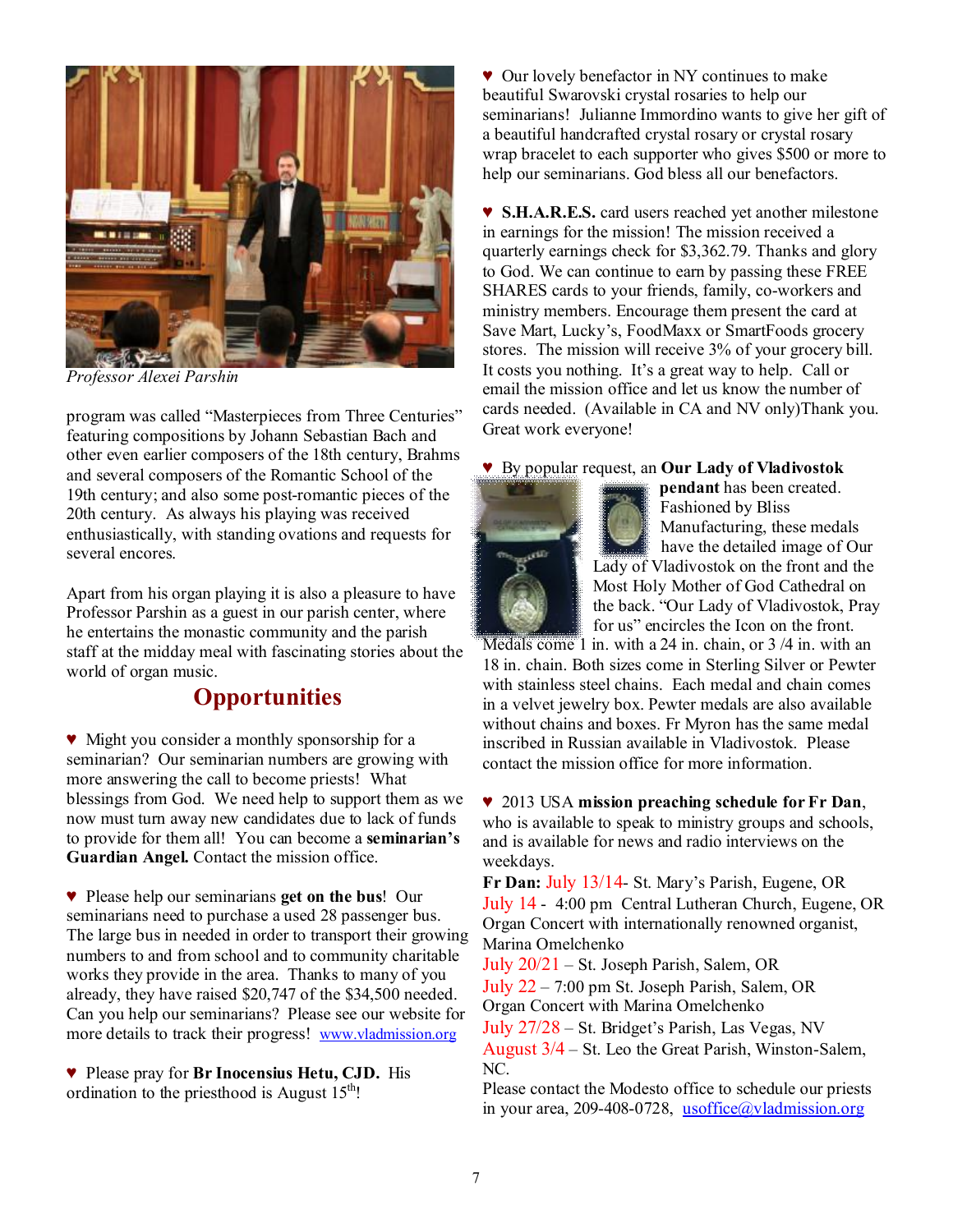*Professor Alexei Parshin*

program was called "Masterpieces from Three Centuries" featuring compositions by Johann Sebastian Bach and other even earlier composers of the 18th century, Brahms and several composers of the Romantic School of the 19th century; and also some post-romantic pieces of the 20th century. As always his playing was received enthusiastically, with standing ovations and requests for several encores.

Apart from his organ playing it is also a pleasure to have Professor Parshin as a guest in our parish center, where he entertains the monastic community and the parish staff at the midday meal with fascinating stories about the world of organ music.

## Opportunities

♥ Might you consider a monthly sponsorship for a seminarian? Our seminarian numbers are growing with more answering the call to become priests! What blessings from God. We need help to support them as we now must turn away new candidates due to lack of funds to provide for them all! You can become a **seminarian's Guardian Angel.** Contact the mission office.

♥ Please help our seminarians **get on the bus**! Our seminarians need to purchase a used 28 passenger bus. The large bus in needed in order to transport their growing numbers to and from school and to community charitable works they provide in the area. Thanks to many of you already, they have raised $20,747 of the $34,500 needed. Can you help our seminarians? Please see our website for more details to track their progress! www.vladmission.org

♥ Please pray for **Br Inocensius Hetu, CJD.** His ordination to the priesthood is August 15th!

♥ Our lovely benefactor in NY continues to make beautiful Swarovski crystal rosaries to help our seminarians! Julianne Immordino wants to give her gift of a beautiful handcrafted crystal rosary or crystal rosary wrap bracelet to each supporter who gives $500 or more to help our seminarians. God bless all our benefactors.

♥ **S.H.A.R.E.S.** card users reached yet another milestone in earnings for the mission! The mission received a quarterly earnings check for $3,362.79. Thanks and glory to God. We can continue to earn by passing these FREE SHARES cards to your friends, family, co-workers and ministry members. Encourage them present the card at Save Mart, Lucky's, FoodMaxx or SmartFoods grocery stores. The mission will receive 3% of your grocery bill. It costs you nothing. It's a great way to help. Call or email the mission office and let us know the number of cards needed. (Available in CA and NV only)Thank you. Great work everyone!

♥ By popular request, an **Our Lady of Vladivostok pendant** has been created. Fashioned by Bliss Manufacturing, these medals have the detailed image of Our Lady of Vladivostok on the front and the Most Holy Mother of God Cathedral on the back. "Our Lady of Vladivostok, Pray for us" encircles the Icon on the front. Medals come 1 in. with a 24 in. chain, or 3 /4 in. with an 18 in. chain. Both sizes come in Sterling Silver or Pewter with stainless steel chains. Each medal and chain comes in a velvet jewelry box. Pewter medals are also available without chains and boxes. Fr Myron has the same medal inscribed in Russian available in Vladivostok. Please contact the mission office for more information.

♥ 2013 USA **mission preaching schedule for Fr Dan**, who is available to speak to ministry groups and schools, and is available for news and radio interviews on the weekdays.

**Fr Dan:** July 13/14- St. Mary's Parish, Eugene, OR
July 14 - 4:00 pm Central Lutheran Church, Eugene, OR Organ Concert with internationally renowned organist, Marina Omelchenko
July 20/21 – St. Joseph Parish, Salem, OR
July 22 – 7:00 pm St. Joseph Parish, Salem, OR Organ Concert with Marina Omelchenko
July 27/28 – St. Bridget's Parish, Las Vegas, NV
August 3/4 – St. Leo the Great Parish, Winston-Salem, NC.

Please contact the Modesto office to schedule our priests in your area, 209-408-0728, usoffice@vladmission.org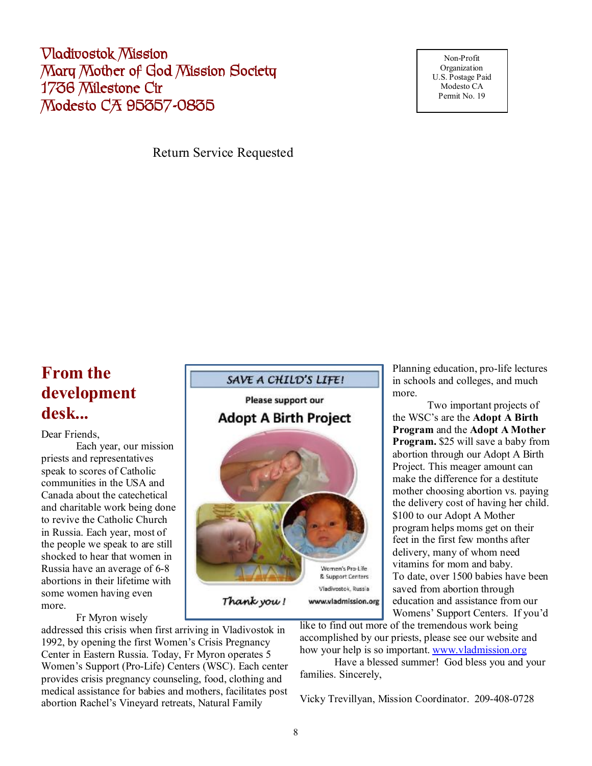Vladivostok Mission
Mary Mother of God Mission Society
1736 Milestone Cir
Modesto CA 95357-0835

Non-Profit
Organization
U.S. Postage Paid
Modesto CA
Permit No. 19

Return Service Requested

## From the development desk...

Dear Friends,

Each year, our mission priests and representatives speak to scores of Catholic communities in the USA and Canada about the catechetical and charitable work being done to revive the Catholic Church in Russia. Each year, most of the people we speak to are still shocked to hear that women in Russia have an average of 6-8 abortions in their lifetime with some women having even more.

Fr Myron wisely addressed this crisis when first arriving in Vladivostok in 1992, by opening the first Women's Crisis Pregnancy Center in Eastern Russia. Today, Fr Myron operates 5 Women's Support (Pro-Life) Centers (WSC). Each center provides crisis pregnancy counseling, food, clothing and medical assistance for babies and mothers, facilitates post abortion Rachel's Vineyard retreats, Natural Family Planning education, pro-life lectures in schools and colleges, and much more.

SAVE A CHILD'S LIFE!

Please support our

**Adopt A Birth Project**

Women's Pro-Life & Support Centers

Vladivostok, Russia

Thank you!

www.vladmission.org

Two important projects of the WSC's are the **Adopt A Birth Program** and the **Adopt A Mother Program.** $25 will save a baby from abortion through our Adopt A Birth Project. This meager amount can make the difference for a destitute mother choosing abortion vs. paying the delivery cost of having her child. $100 to our Adopt A Mother program helps moms get on their feet in the first few months after delivery, many of whom need vitamins for mom and baby.

To date, over 1500 babies have been saved from abortion through education and assistance from our Womens' Support Centers. If you'd like to find out more of the tremendous work being accomplished by our priests, please see our website and how your help is so important. www.vladmission.org

Have a blessed summer! God bless you and your families. Sincerely,

Vicky Trevillyan, Mission Coordinator. 209-408-0728